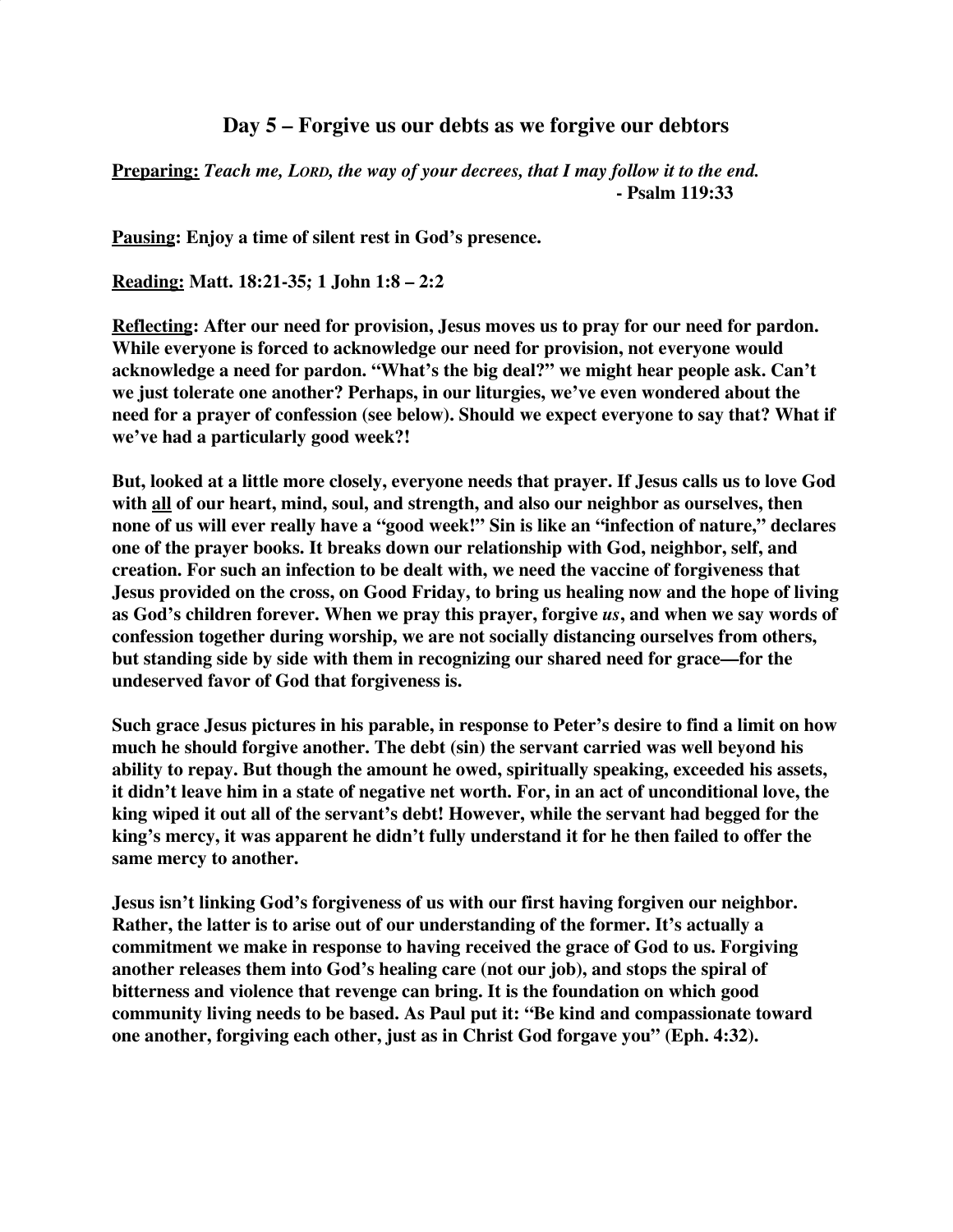## Day 5 – Forgive us our debts as we forgive our debtors

**Preparing:** ***Teach me, LORD, the way of your decrees, that I may follow it to the end.***
**- Psalm 119:33**

**Pausing: Enjoy a time of silent rest in God's presence.**

**Reading: Matt. 18:21-35; 1 John 1:8 – 2:2**

**Reflecting: After our need for provision, Jesus moves us to pray for our need for pardon. While everyone is forced to acknowledge our need for provision, not everyone would acknowledge a need for pardon. "What's the big deal?" we might hear people ask. Can't we just tolerate one another? Perhaps, in our liturgies, we've even wondered about the need for a prayer of confession (see below). Should we expect everyone to say that? What if we've had a particularly good week?!**

**But, looked at a little more closely, everyone needs that prayer. If Jesus calls us to love God with all of our heart, mind, soul, and strength, and also our neighbor as ourselves, then none of us will ever really have a "good week!" Sin is like an "infection of nature," declares one of the prayer books. It breaks down our relationship with God, neighbor, self, and creation. For such an infection to be dealt with, we need the vaccine of forgiveness that Jesus provided on the cross, on Good Friday, to bring us healing now and the hope of living as God's children forever. When we pray this prayer, forgive *us*, and when we say words of confession together during worship, we are not socially distancing ourselves from others, but standing side by side with them in recognizing our shared need for grace—for the undeserved favor of God that forgiveness is.**

**Such grace Jesus pictures in his parable, in response to Peter's desire to find a limit on how much he should forgive another. The debt (sin) the servant carried was well beyond his ability to repay. But though the amount he owed, spiritually speaking, exceeded his assets, it didn't leave him in a state of negative net worth. For, in an act of unconditional love, the king wiped it out all of the servant's debt! However, while the servant had begged for the king's mercy, it was apparent he didn't fully understand it for he then failed to offer the same mercy to another.**

**Jesus isn't linking God's forgiveness of us with our first having forgiven our neighbor. Rather, the latter is to arise out of our understanding of the former. It's actually a commitment we make in response to having received the grace of God to us. Forgiving another releases them into God's healing care (not our job), and stops the spiral of bitterness and violence that revenge can bring. It is the foundation on which good community living needs to be based. As Paul put it: "Be kind and compassionate toward one another, forgiving each other, just as in Christ God forgave you" (Eph. 4:32).**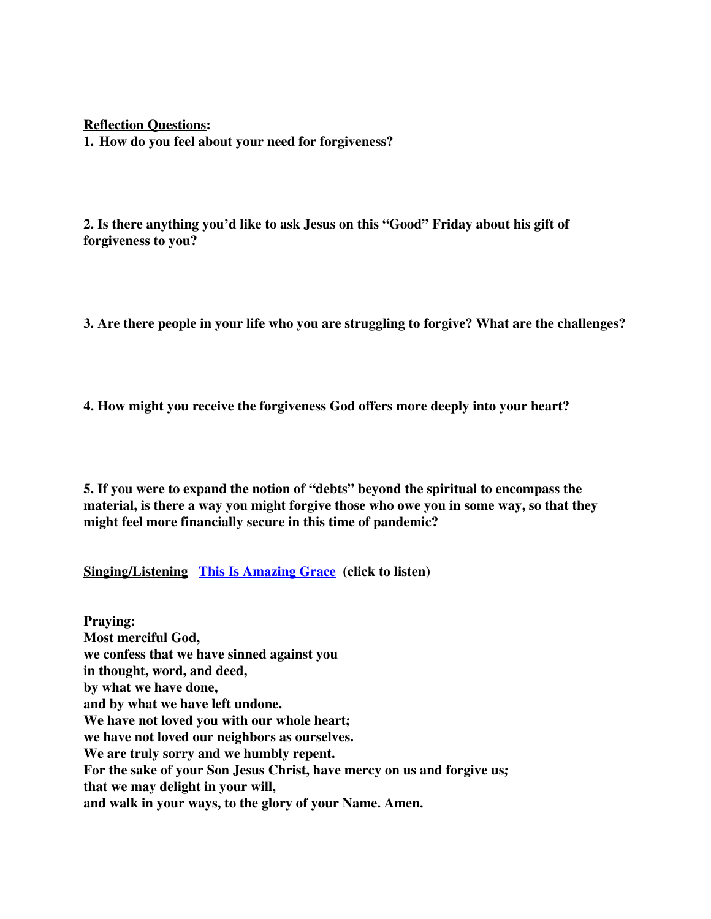**<u>Reflection Questions</u>:**

**1. How do you feel about your need for forgiveness?**

**2. Is there anything you'd like to ask Jesus on this "Good" Friday about his gift of forgiveness to you?**

**3. Are there people in your life who you are struggling to forgive? What are the challenges?**

**4. How might you receive the forgiveness God offers more deeply into your heart?**

**5. If you were to expand the notion of "debts" beyond the spiritual to encompass the material, is there a way you might forgive those who owe you in some way, so that they might feel more financially secure in this time of pandemic?**

**<u>Singing/Listening</u>** **<u>This Is Amazing Grace</u>** **(click to listen)**

**<u>Praying</u>:**
**Most merciful God,**
**we confess that we have sinned against you**
**in thought, word, and deed,**
**by what we have done,**
**and by what we have left undone.**
**We have not loved you with our whole heart;**
**we have not loved our neighbors as ourselves.**
**We are truly sorry and we humbly repent.**
**For the sake of your Son Jesus Christ, have mercy on us and forgive us;**
**that we may delight in your will,**
**and walk in your ways, to the glory of your Name. Amen.**